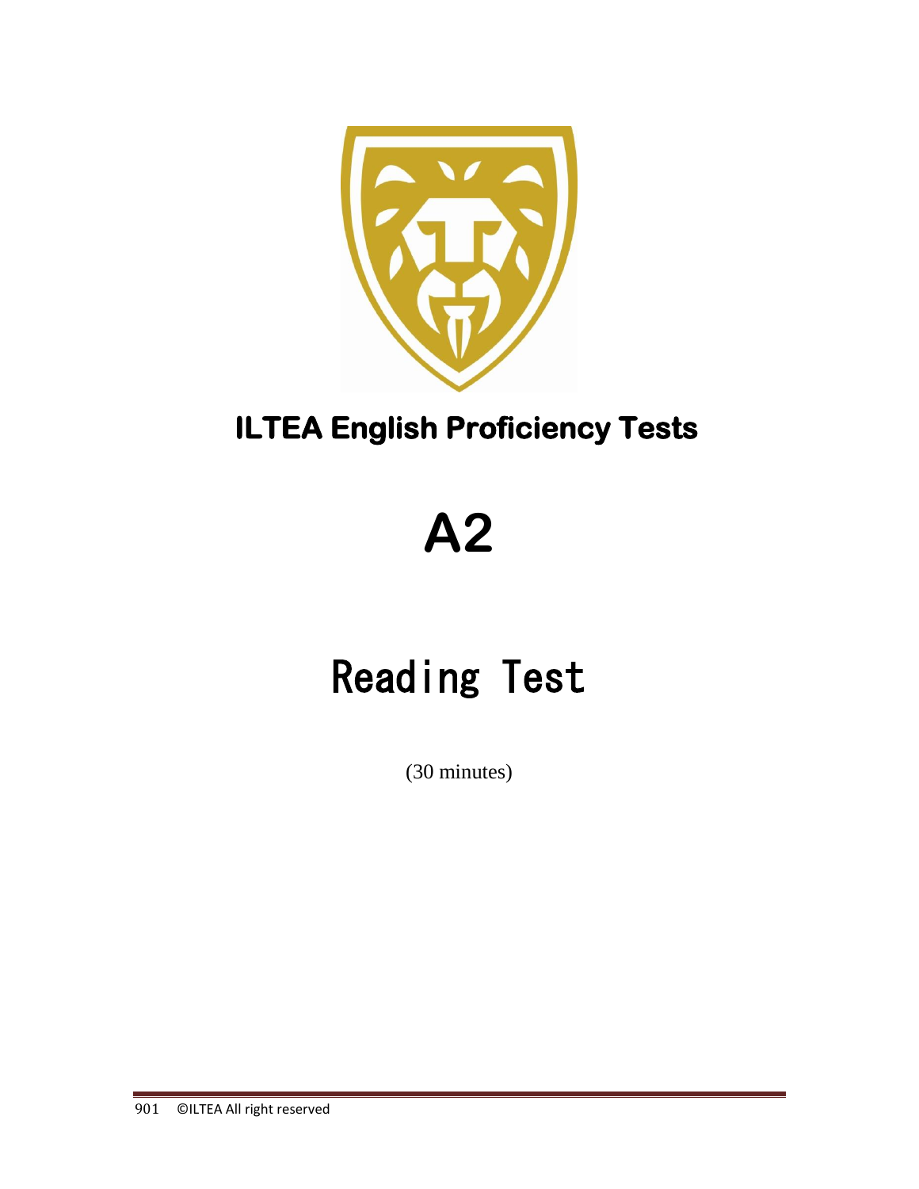# ILTEA English Proficiency Tests

# A2

# Reading Test

(30 minutes)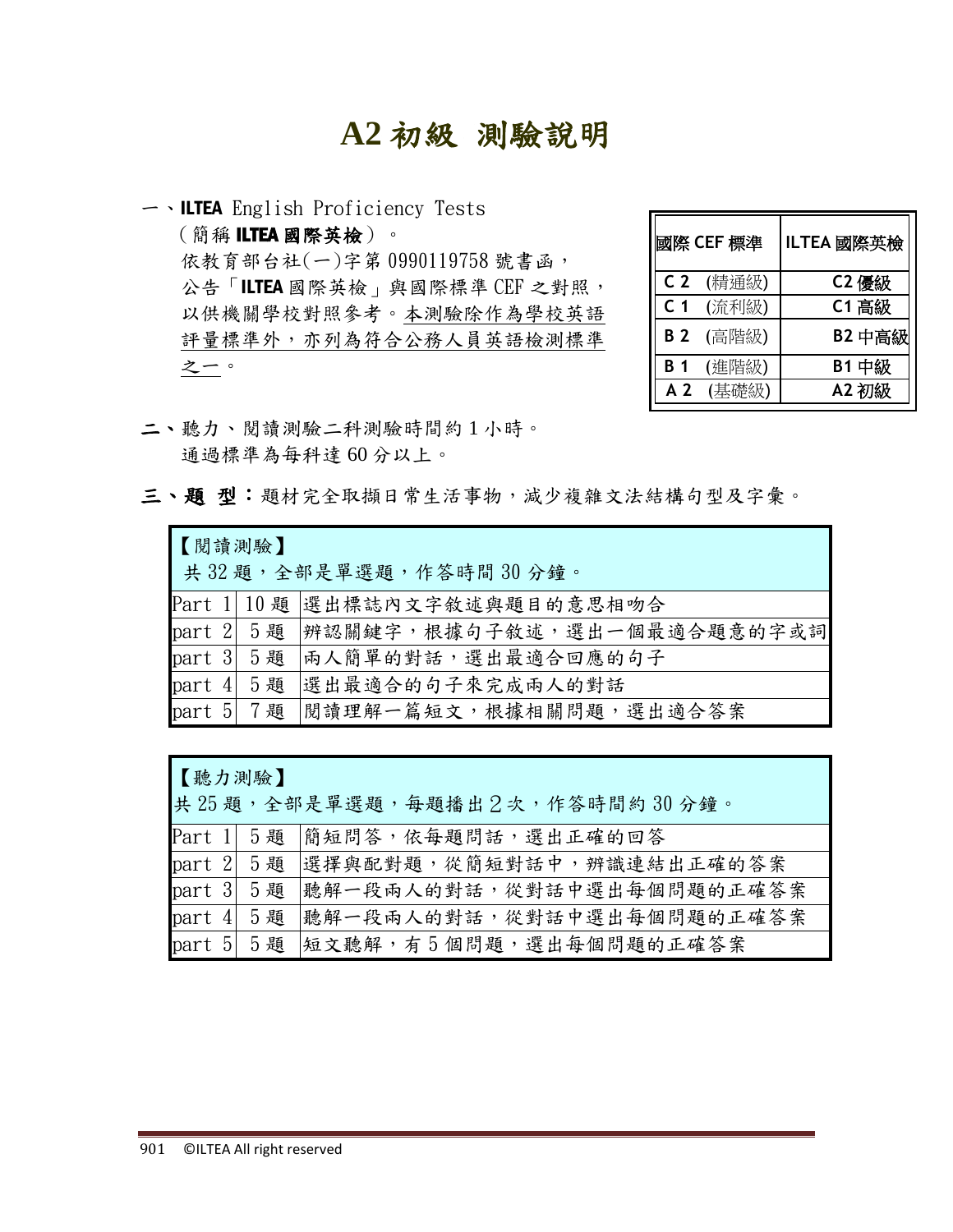# A2 初級 測驗說明

一、**ILTEA** English Proficiency Tests
（簡稱 **ILTEA 國際英檢**）。
依教育部台社(一)字第 0990119758 號書函，
公告「**ILTEA** 國際英檢」與國際標準 CEF 之對照，
以供機關學校對照參考。本測驗除作為學校英語評量標準外，亦列為符合公務人員英語檢測標準之一。

| 國際 CEF 標準 | ILTEA 國際英檢 |
|---|---|
| C 2 (精通級) | C2 優級 |
| C 1 (流利級) | C1 高級 |
| B 2 (高階級) | B2 中高級 |
| B 1 (進階級) | B1 中級 |
| A 2 (基礎級) | A2 初級 |

二、聽力、閱讀測驗二科測驗時間約 1 小時。
通過標準為每科達 60 分以上。

三、**題 型：**題材完全取擷日常生活事物，減少複雜文法結構句型及字彙。

| 【閱讀測驗】<br>共 32 題，全部是單選題，作答時間 30 分鐘。 | | |
|---|---|---|
| Part 1 | 10 題 | 選出標誌內文字敘述與題目的意思相吻合 |
| part 2 | 5 題 | 辨認關鍵字，根據句子敘述，選出一個最適合題意的字或詞 |
| part 3 | 5 題 | 兩人簡單的對話，選出最適合回應的句子 |
| part 4 | 5 題 | 選出最適合的句子來完成兩人的對話 |
| part 5 | 7 題 | 閱讀理解一篇短文，根據相關問題，選出適合答案 |

| 【聽力測驗】<br>共 25 題，全部是單選題，每題播出 2 次，作答時間約 30 分鐘。 | | |
|---|---|---|
| Part 1 | 5 題 | 簡短問答，依每題問話，選出正確的回答 |
| part 2 | 5 題 | 選擇與配對題，從簡短對話中，辨識連結出正確的答案 |
| part 3 | 5 題 | 聽解一段兩人的對話，從對話中選出每個問題的正確答案 |
| part 4 | 5 題 | 聽解一段兩人的對話，從對話中選出每個問題的正確答案 |
| part 5 | 5 題 | 短文聽解，有 5 個問題，選出每個問題的正確答案 |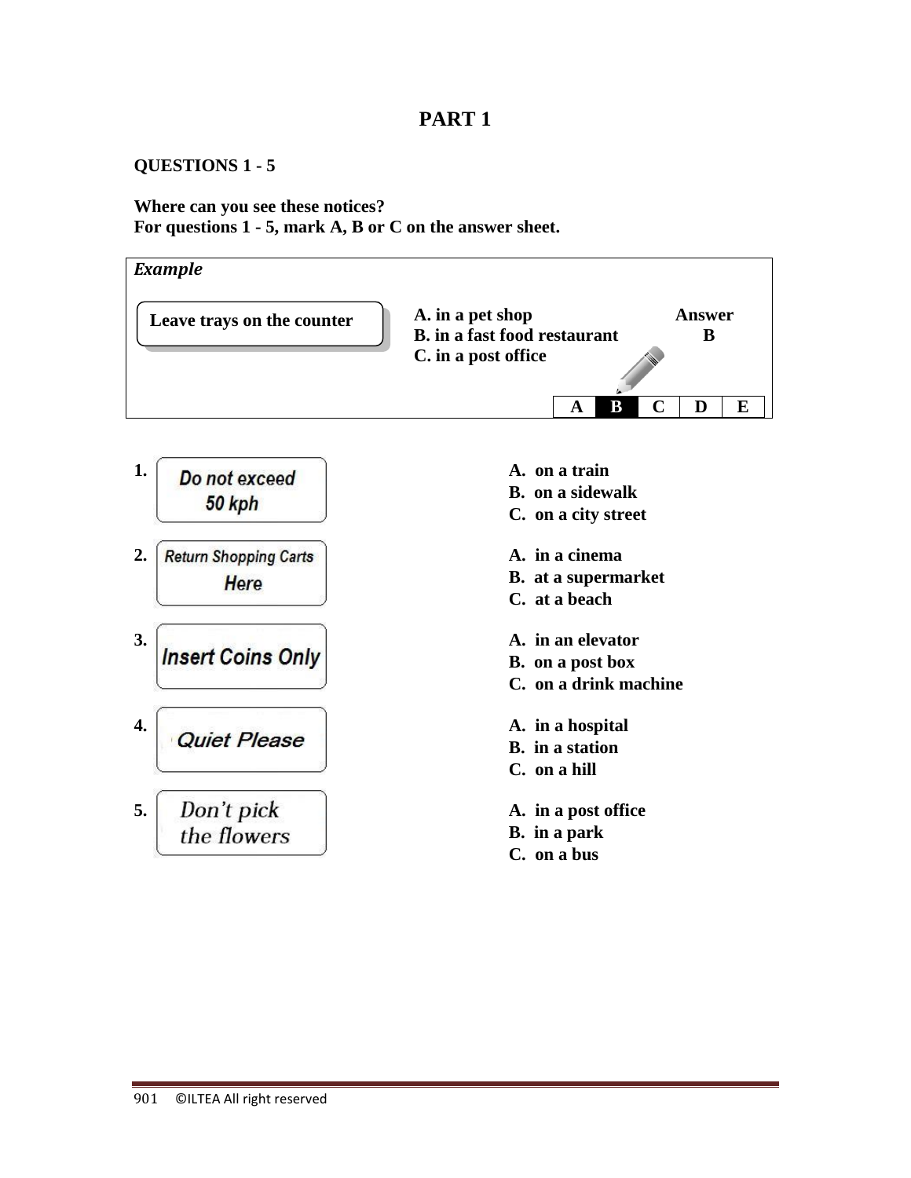# PART 1

**QUESTIONS 1 - 5**

**Where can you see these notices?**
**For questions 1 - 5, mark A, B or C on the answer sheet.**

***Example***

| Notice | Options | Answer |
| --- | --- | --- |
| **Leave trays on the counter** | **A. in a pet shop**<br>**B. in a fast food restaurant**<br>**C. in a post office** | **B** |

| A | B | C | D | E |
| --- | --- | --- | --- | --- |

**1.** Do not exceed 50 kph

**A. on a train**
**B. on a sidewalk**
**C. on a city street**

**2.** Return Shopping Carts Here

**A. in a cinema**
**B. at a supermarket**
**C. at a beach**

**3.** Insert Coins Only

**A. in an elevator**
**B. on a post box**
**C. on a drink machine**

**4.** Quiet Please

**A. in a hospital**
**B. in a station**
**C. on a hill**

**5.** Don't pick the flowers

**A. in a post office**
**B. in a park**
**C. on a bus**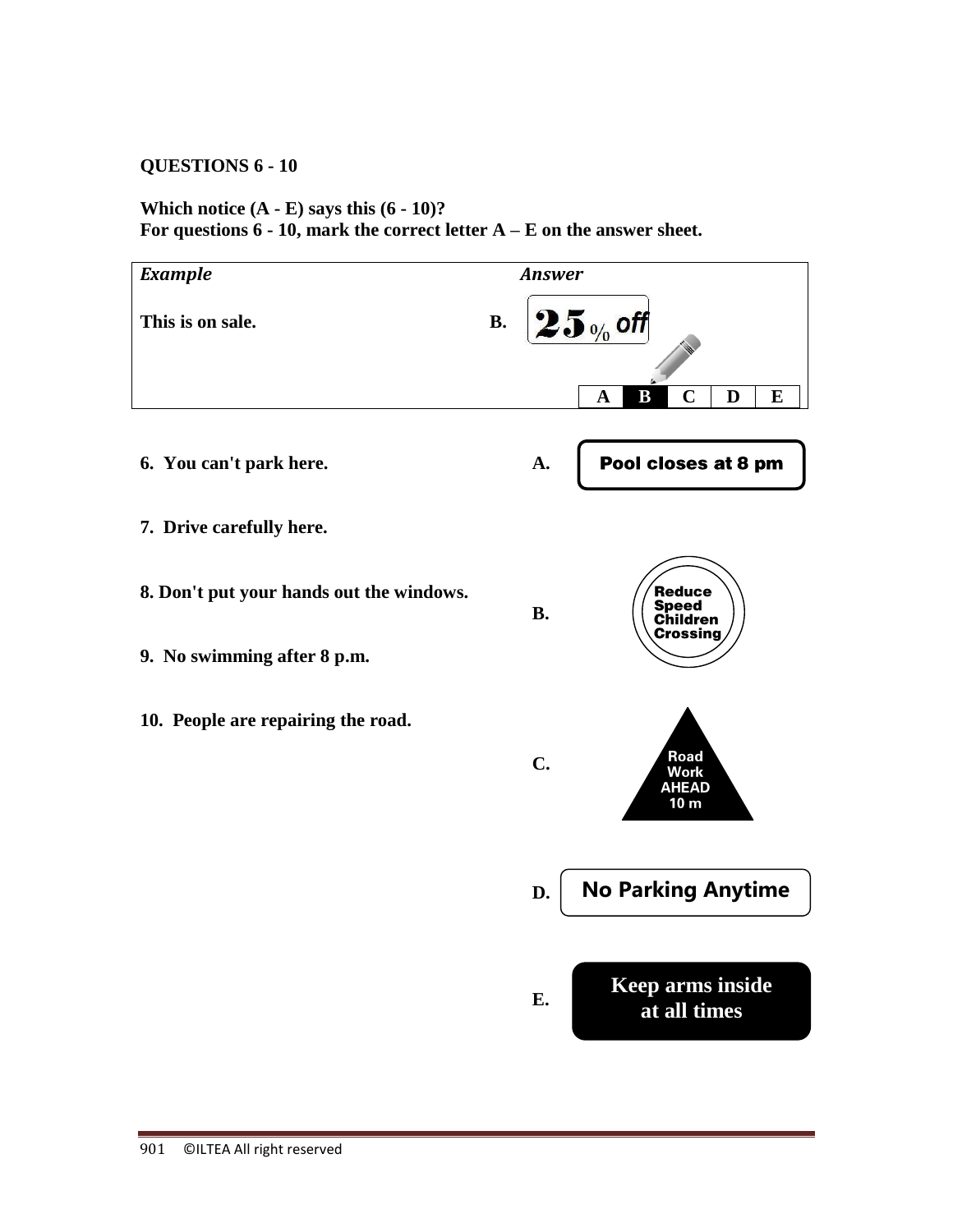**QUESTIONS 6 - 10**

**Which notice (A - E) says this (6 - 10)?**
**For questions 6 - 10, mark the correct letter A – E on the answer sheet.**

| *Example* | *Answer* |
|---|---|
| **This is on sale.** | **B.** 25% off |
| | A **B** C D E |

**6. You can't park here.**

**7. Drive carefully here.**

**8. Don't put your hands out the windows.**

**9. No swimming after 8 p.m.**

**10. People are repairing the road.**

**A.** Pool closes at 8 pm

**B.** Reduce Speed Children Crossing

**C.** Road Work AHEAD 10 m

**D.** No Parking Anytime

**E.** Keep arms inside at all times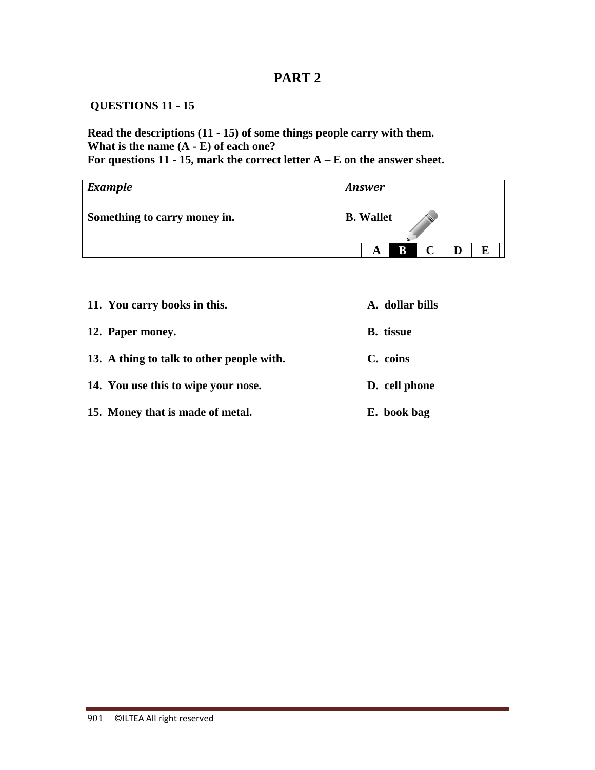## PART 2

**QUESTIONS 11 - 15**

**Read the descriptions (11 - 15) of some things people carry with them.**
**What is the name (A - E) of each one?**
**For questions 11 - 15, mark the correct letter A – E on the answer sheet.**

| ***Example*** | ***Answer*** |
|---|---|
| **Something to carry money in.** | **B. Wallet** |
| | **A \| B \| C \| D \| E** |

**11. You carry books in this.**

**12. Paper money.**

**13. A thing to talk to other people with.**

**14. You use this to wipe your nose.**

**15. Money that is made of metal.**

**A. dollar bills**

**B. tissue**

**C. coins**

**D. cell phone**

**E. book bag**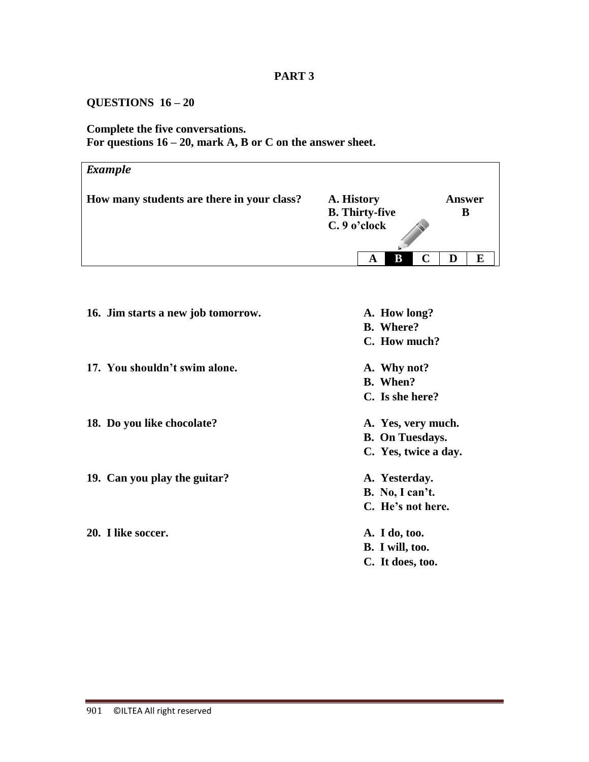## PART 3

**QUESTIONS 16 – 20**

**Complete the five conversations.**
**For questions 16 – 20, mark A, B or C on the answer sheet.**

| *Example* | | |
|---|---|---|
| **How many students are there in your class?** | **A. History**<br>**B. Thirty-five**<br>**C. 9 o'clock** | **Answer**<br>**B** |

| A | B | C | D | E |
|---|---|---|---|---|

**16. Jim starts a new job tomorrow.**

**A. How long?**
**B. Where?**
**C. How much?**

**17. You shouldn't swim alone.**

**A. Why not?**
**B. When?**
**C. Is she here?**

**18. Do you like chocolate?**

**A. Yes, very much.**
**B. On Tuesdays.**
**C. Yes, twice a day.**

**19. Can you play the guitar?**

**A. Yesterday.**
**B. No, I can't.**
**C. He's not here.**

**20. I like soccer.**

**A. I do, too.**
**B. I will, too.**
**C. It does, too.**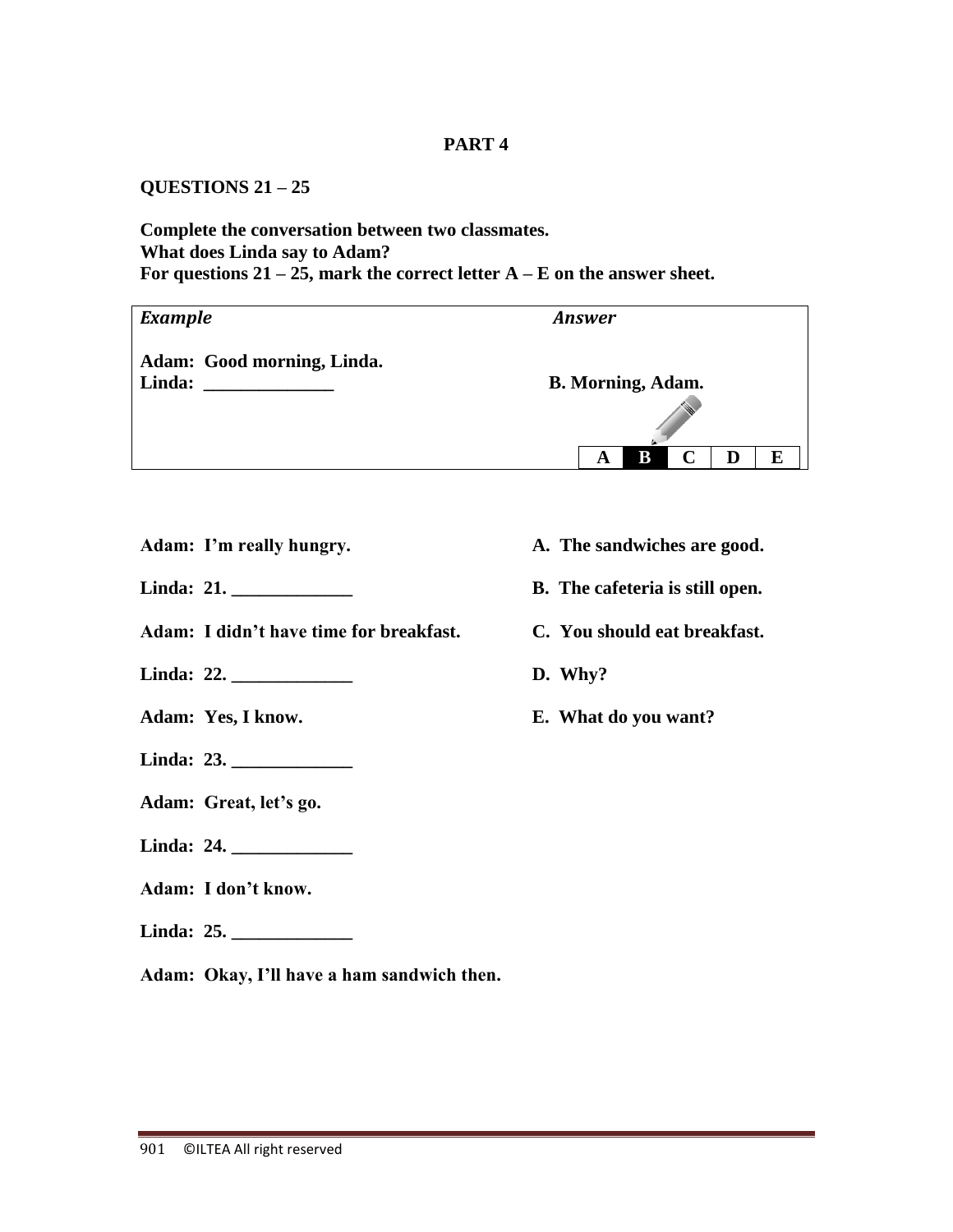**PART 4**

**QUESTIONS 21 – 25**

**Complete the conversation between two classmates.**
**What does Linda say to Adam?**
**For questions 21 – 25, mark the correct letter A – E on the answer sheet.**

| *Example* | *Answer* |
| --- | --- |
| **Adam: Good morning, Linda.** | |
| **Linda: ______________** | **B. Morning, Adam.** |
| | A **B** C D E |

**Adam: I'm really hungry.**

**Linda: 21. _____________**

**Adam: I didn't have time for breakfast.**

**Linda: 22. _____________**

**Adam: Yes, I know.**

**Linda: 23. _____________**

**Adam: Great, let's go.**

**Linda: 24. _____________**

**Adam: I don't know.**

**Linda: 25. _____________**

**Adam: Okay, I'll have a ham sandwich then.**

**A. The sandwiches are good.**

**B. The cafeteria is still open.**

**C. You should eat breakfast.**

**D. Why?**

**E. What do you want?**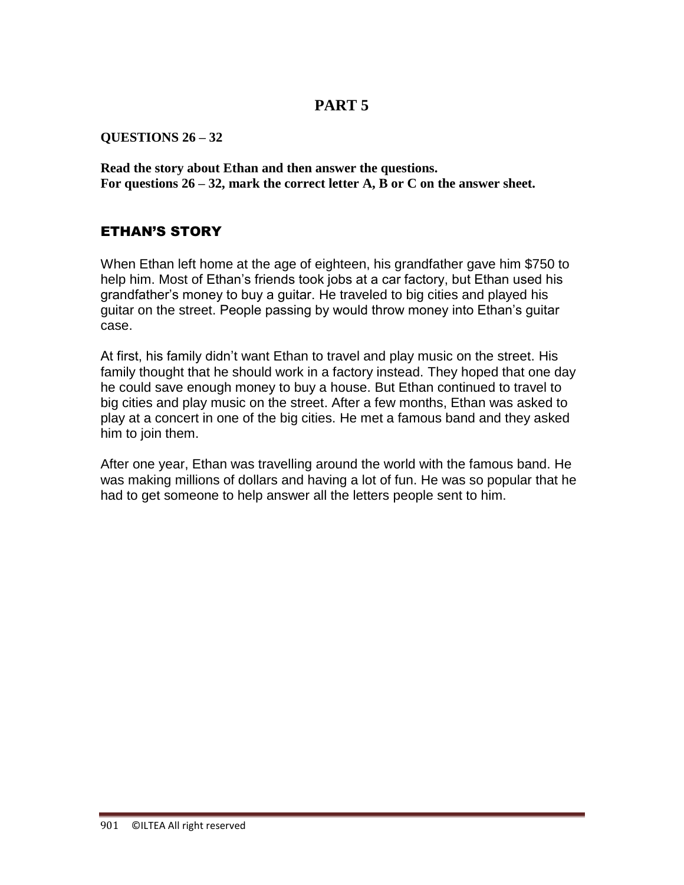## PART 5

**QUESTIONS 26 – 32**

**Read the story about Ethan and then answer the questions.**
**For questions 26 – 32, mark the correct letter A, B or C on the answer sheet.**

### ETHAN'S STORY

When Ethan left home at the age of eighteen, his grandfather gave him $750 to help him. Most of Ethan's friends took jobs at a car factory, but Ethan used his grandfather's money to buy a guitar. He traveled to big cities and played his guitar on the street. People passing by would throw money into Ethan's guitar case.

At first, his family didn't want Ethan to travel and play music on the street. His family thought that he should work in a factory instead. They hoped that one day he could save enough money to buy a house. But Ethan continued to travel to big cities and play music on the street. After a few months, Ethan was asked to play at a concert in one of the big cities. He met a famous band and they asked him to join them.

After one year, Ethan was travelling around the world with the famous band. He was making millions of dollars and having a lot of fun. He was so popular that he had to get someone to help answer all the letters people sent to him.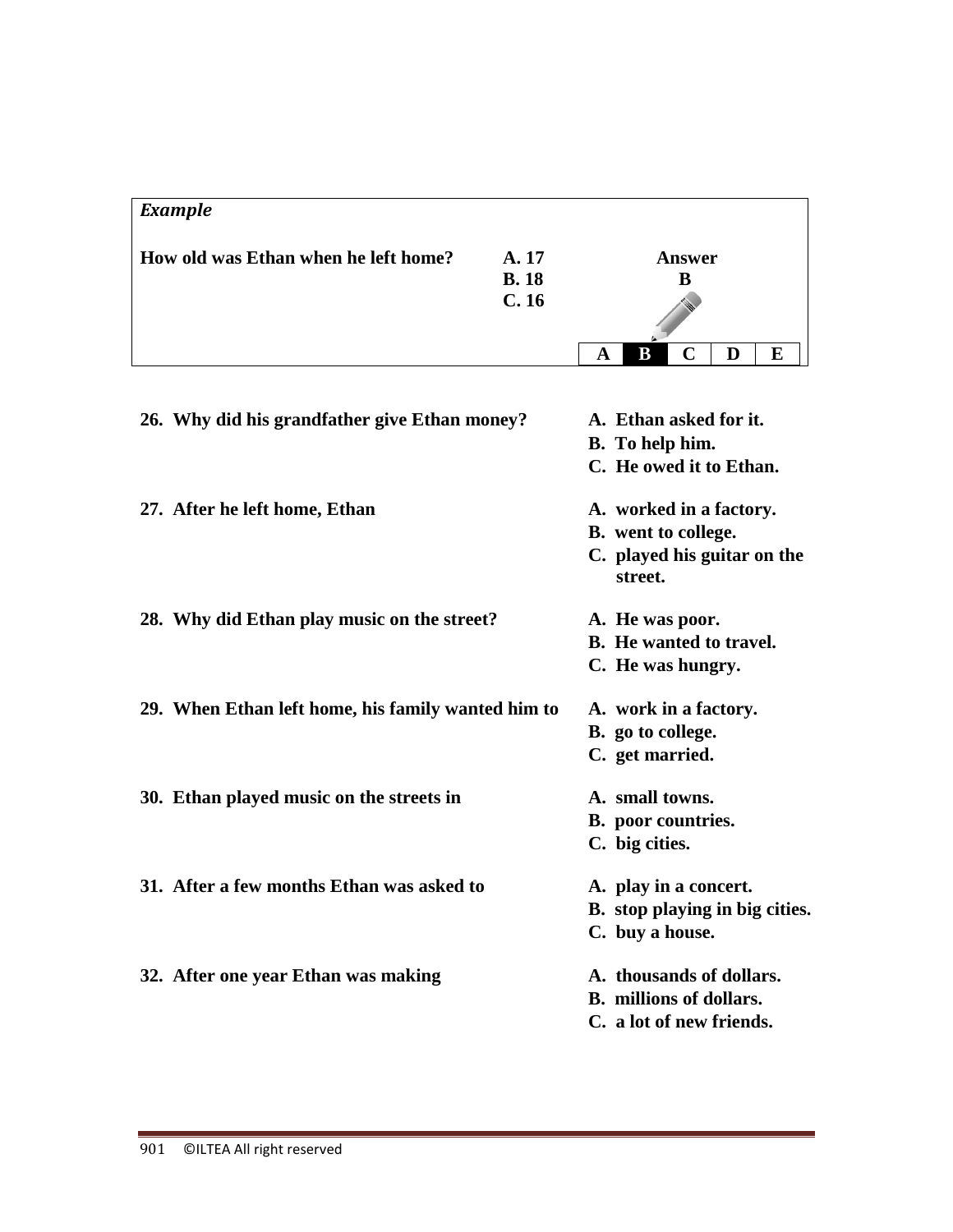*Example*

**How old was Ethan when he left home?**

**A. 17**
**B. 18**
**C. 16**

**Answer**
**B**

| A | B | C | D | E |
|---|---|---|---|---|

**26. Why did his grandfather give Ethan money?**

**A. Ethan asked for it.**
**B. To help him.**
**C. He owed it to Ethan.**

**27. After he left home, Ethan**

**A. worked in a factory.**
**B. went to college.**
**C. played his guitar on the street.**

**28. Why did Ethan play music on the street?**

**A. He was poor.**
**B. He wanted to travel.**
**C. He was hungry.**

**29. When Ethan left home, his family wanted him to**

**A. work in a factory.**
**B. go to college.**
**C. get married.**

**30. Ethan played music on the streets in**

**A. small towns.**
**B. poor countries.**
**C. big cities.**

**31. After a few months Ethan was asked to**

**A. play in a concert.**
**B. stop playing in big cities.**
**C. buy a house.**

**32. After one year Ethan was making**

**A. thousands of dollars.**
**B. millions of dollars.**
**C. a lot of new friends.**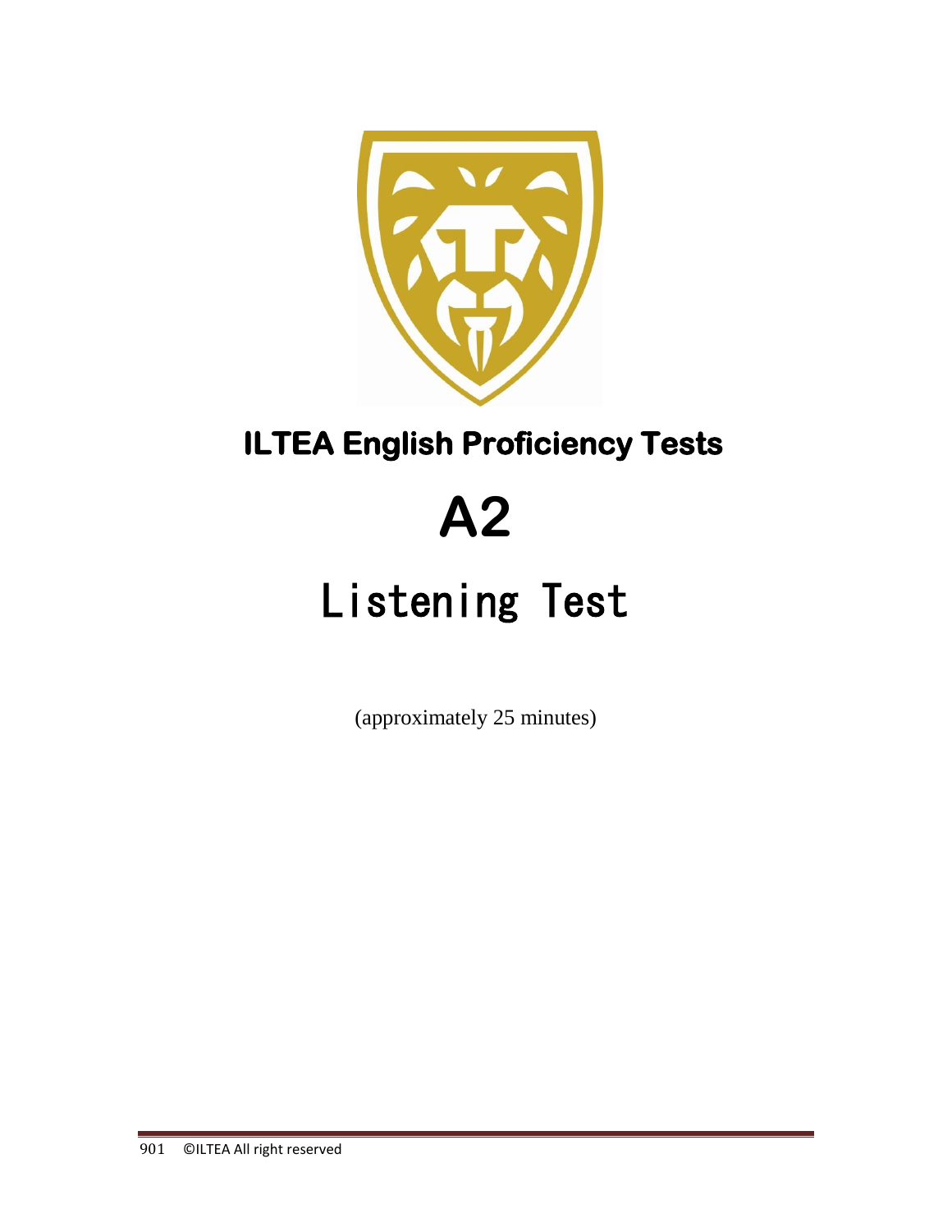# ILTEA English Proficiency Tests

# A2

# Listening Test

(approximately 25 minutes)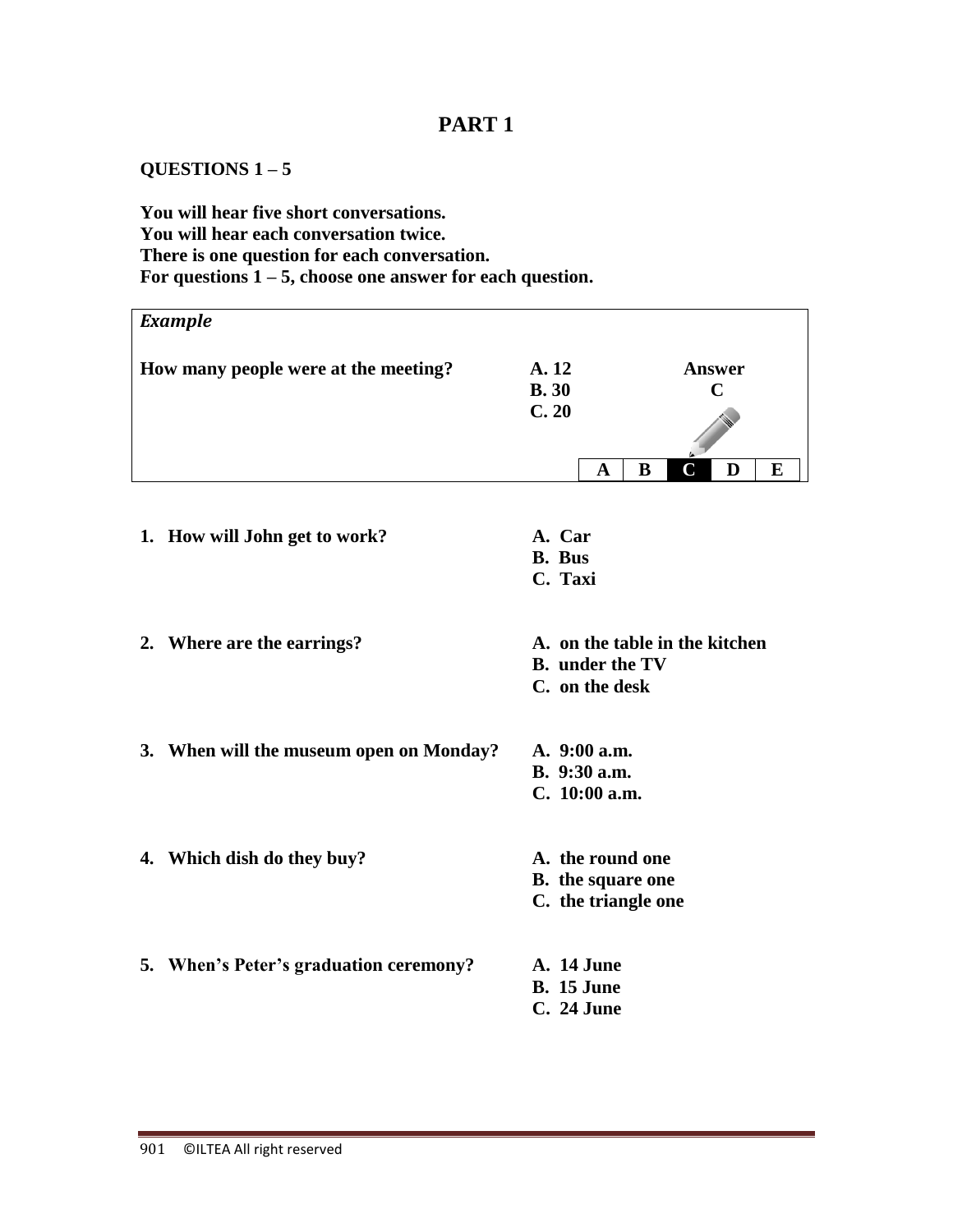# PART 1

**QUESTIONS 1 – 5**

**You will hear five short conversations.**
**You will hear each conversation twice.**
**There is one question for each conversation.**
**For questions 1 – 5, choose one answer for each question.**

| *Example* | | |
|---|---|---|
| **How many people were at the meeting?** | **A. 12**<br>**B. 30**<br>**C. 20** | **Answer**<br>**C** |

| A | B | C | D | E |
|---|---|---|---|---|

**1. How will John get to work?**
- **A. Car**
- **B. Bus**
- **C. Taxi**

**2. Where are the earrings?**
- **A. on the table in the kitchen**
- **B. under the TV**
- **C. on the desk**

**3. When will the museum open on Monday?**
- **A. 9:00 a.m.**
- **B. 9:30 a.m.**
- **C. 10:00 a.m.**

**4. Which dish do they buy?**
- **A. the round one**
- **B. the square one**
- **C. the triangle one**

**5. When's Peter's graduation ceremony?**
- **A. 14 June**
- **B. 15 June**
- **C. 24 June**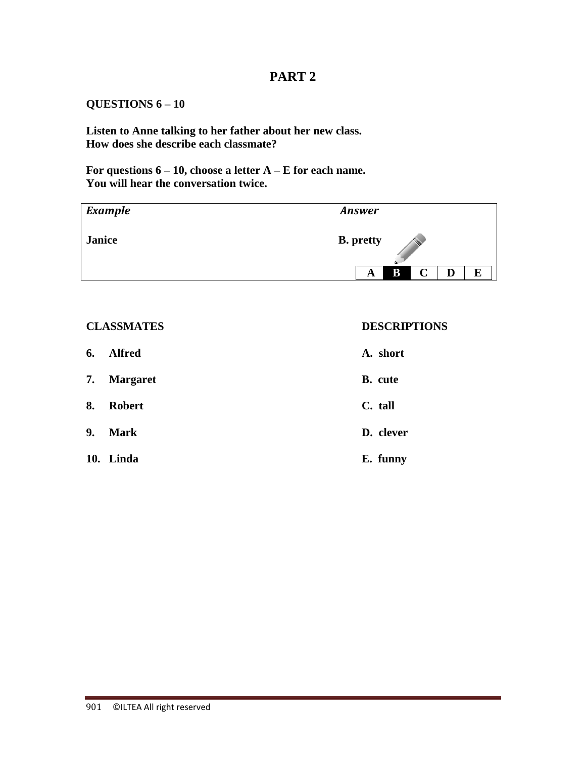# PART 2

**QUESTIONS 6 – 10**

**Listen to Anne talking to her father about her new class.**
**How does she describe each classmate?**

**For questions 6 – 10, choose a letter A – E for each name.**
**You will hear the conversation twice.**

| ***Example*** | ***Answer*** |
|---|---|
| **Janice** | **B. pretty** |
| | A **B** C D E |

| CLASSMATES | DESCRIPTIONS |
|---|---|
| **6. Alfred** | **A. short** |
| **7. Margaret** | **B. cute** |
| **8. Robert** | **C. tall** |
| **9. Mark** | **D. clever** |
| **10. Linda** | **E. funny** |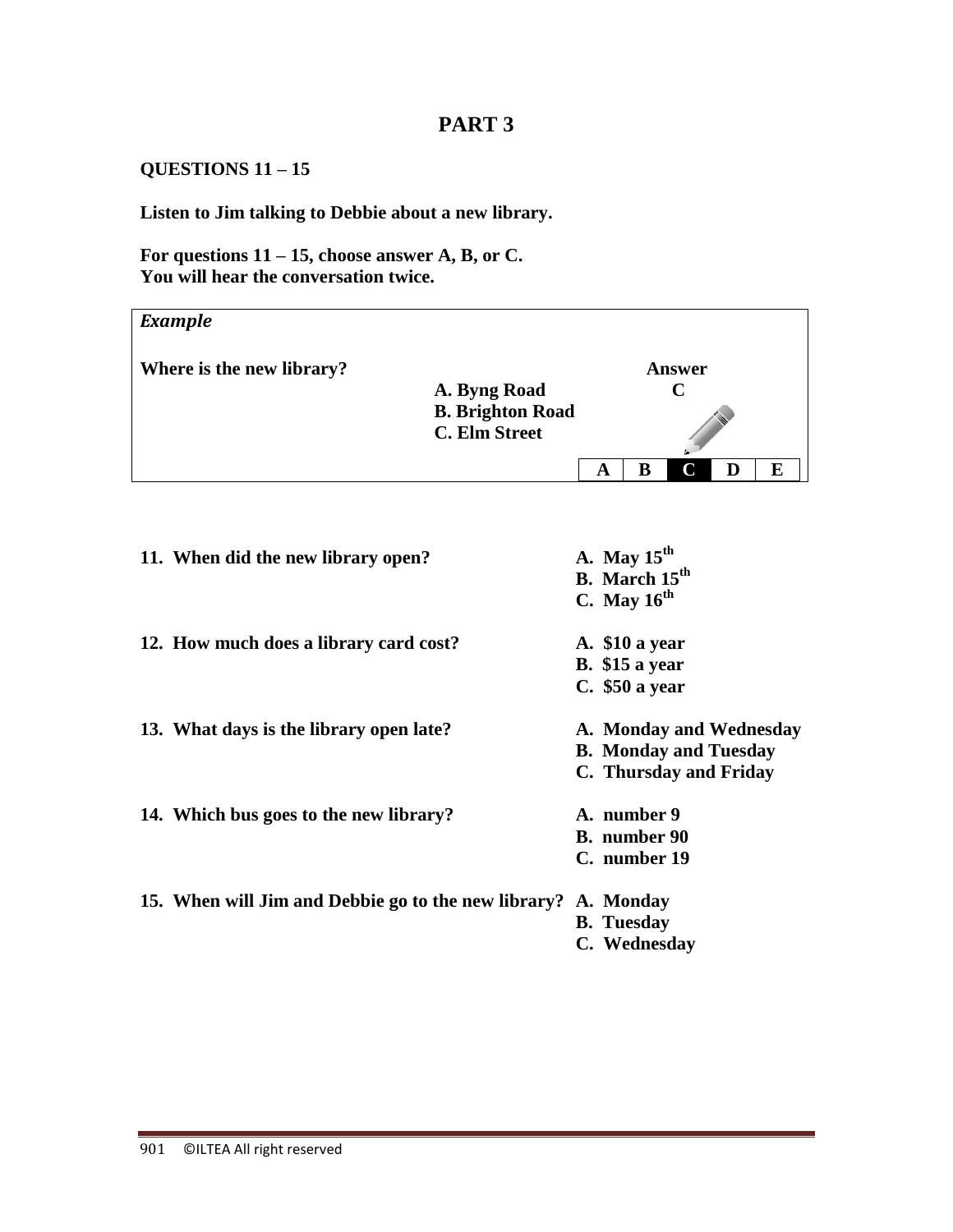# PART 3

**QUESTIONS 11 – 15**

**Listen to Jim talking to Debbie about a new library.**

**For questions 11 – 15, choose answer A, B, or C.**
**You will hear the conversation twice.**

***Example***

**Where is the new library?**

**A. Byng Road**
**B. Brighton Road**
**C. Elm Street**

**Answer**
**C**

| A | B | C | D | E |
|---|---|---|---|---|

**11. When did the new library open?**

**A. May 15th**
**B. March 15th**
**C. May 16th**

**12. How much does a library card cost?**

**A. $10 a year**
**B. $15 a year**
**C. $50 a year**

**13. What days is the library open late?**

**A. Monday and Wednesday**
**B. Monday and Tuesday**
**C. Thursday and Friday**

**14. Which bus goes to the new library?**

**A. number 9**
**B. number 90**
**C. number 19**

**15. When will Jim and Debbie go to the new library?**

**A. Monday**
**B. Tuesday**
**C. Wednesday**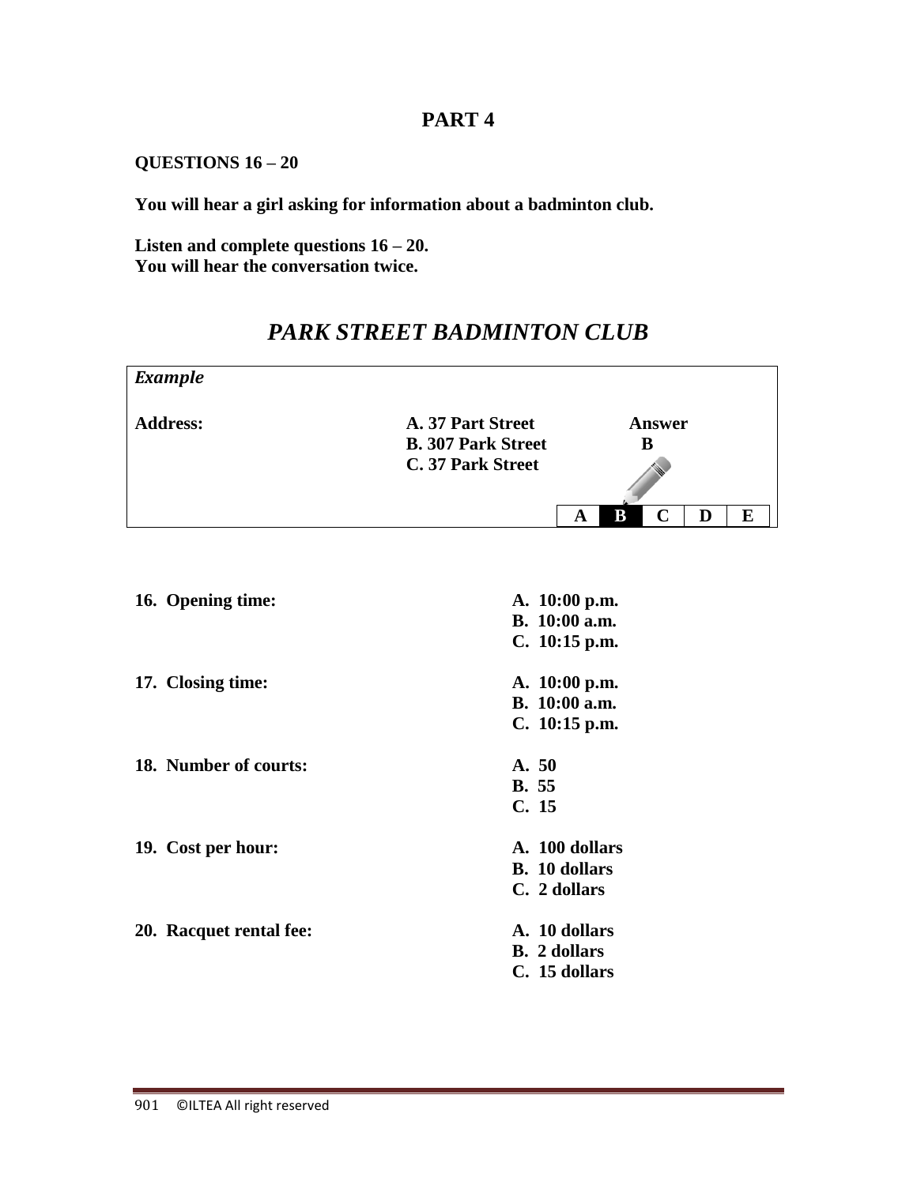## PART 4

**QUESTIONS 16 – 20**

**You will hear a girl asking for information about a badminton club.**

**Listen and complete questions 16 – 20.**
**You will hear the conversation twice.**

# *PARK STREET BADMINTON CLUB*

| *Example* | | |
|---|---|---|
| **Address:** | **A. 37 Part Street**<br>**B. 307 Park Street**<br>**C. 37 Park Street** | **Answer**<br>**B** |
| | | **A \| B \| C \| D \| E** |

**16. Opening time:**
- **A. 10:00 p.m.**
- **B. 10:00 a.m.**
- **C. 10:15 p.m.**

**17. Closing time:**
- **A. 10:00 p.m.**
- **B. 10:00 a.m.**
- **C. 10:15 p.m.**

**18. Number of courts:**
- **A. 50**
- **B. 55**
- **C. 15**

**19. Cost per hour:**
- **A. 100 dollars**
- **B. 10 dollars**
- **C. 2 dollars**

**20. Racquet rental fee:**
- **A. 10 dollars**
- **B. 2 dollars**
- **C. 15 dollars**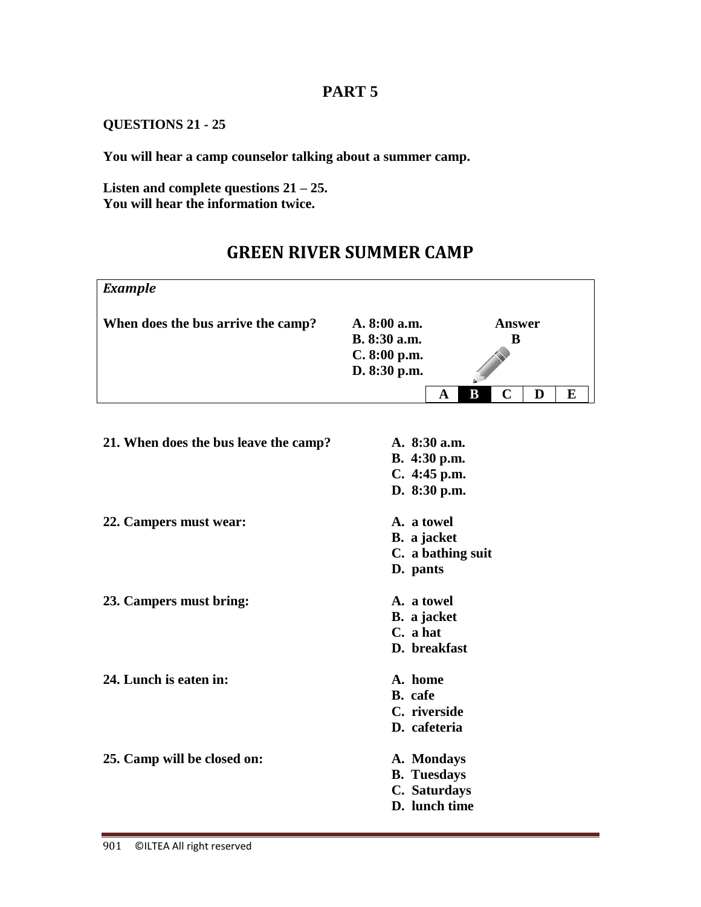## PART 5

**QUESTIONS 21 - 25**

**You will hear a camp counselor talking about a summer camp.**

**Listen and complete questions 21 – 25.**
**You will hear the information twice.**

# GREEN RIVER SUMMER CAMP

***Example***

**When does the bus arrive the camp?**

**A. 8:00 a.m.**
**B. 8:30 a.m.**
**C. 8:00 p.m.**
**D. 8:30 p.m.**

**Answer**
**B**

| A | B | C | D | E |
|---|---|---|---|---|

**21. When does the bus leave the camp?**

- **A. 8:30 a.m.**
- **B. 4:30 p.m.**
- **C. 4:45 p.m.**
- **D. 8:30 p.m.**

**22. Campers must wear:**

- **A. a towel**
- **B. a jacket**
- **C. a bathing suit**
- **D. pants**

**23. Campers must bring:**

- **A. a towel**
- **B. a jacket**
- **C. a hat**
- **D. breakfast**

**24. Lunch is eaten in:**

- **A. home**
- **B. cafe**
- **C. riverside**
- **D. cafeteria**

**25. Camp will be closed on:**

- **A. Mondays**
- **B. Tuesdays**
- **C. Saturdays**
- **D. lunch time**

©ILTEA All right reserved